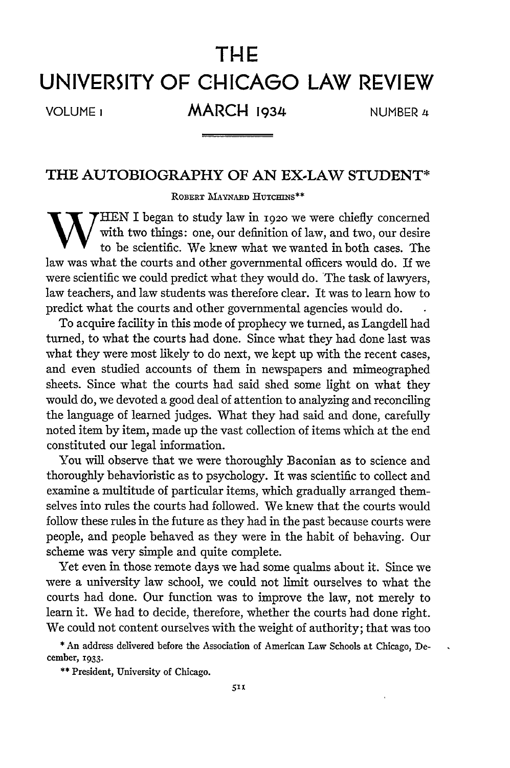# THE UNIVERSITY OF CHICAGO LAW REVIEW

VOLUME 1 MARCH 1934 NUMBER 4

## THE AUTOBIOGRAPHY OF AN EX-LAW STUDENT*

ROBERT MAYNARD HUTCHINS**

WHEN I began to study law in 1920 we were chiefly concerned with two things: one, our definition of law, and two, our desire to be scientific. We knew what we wanted in both cases. The law was what the courts and other governmental officers would do. If we were scientific we could predict what they would do. The task of lawyers, law teachers, and law students was therefore clear. It was to learn how to predict what the courts and other governmental agencies would do.

To acquire facility in this mode of prophecy we turned, as Langdell had turned, to what the courts had done. Since what they had done last was what they were most likely to do next, we kept up with the recent cases, and even studied accounts of them in newspapers and mimeographed sheets. Since what the courts had said shed some light on what they would do, we devoted a good deal of attention to analyzing and reconciling the language of learned judges. What they had said and done, carefully noted item by item, made up the vast collection of items which at the end constituted our legal information.

You will observe that we were thoroughly Baconian as to science and thoroughly behavioristic as to psychology. It was scientific to collect and examine a multitude of particular items, which gradually arranged themselves into rules the courts had followed. We knew that the courts would follow these rules in the future as they had in the past because courts were people, and people behaved as they were in the habit of behaving. Our scheme was very simple and quite complete.

Yet even in those remote days we had some qualms about it. Since we were a university law school, we could not limit ourselves to what the courts had done. Our function was to improve the law, not merely to learn it. We had to decide, therefore, whether the courts had done right. We could not content ourselves with the weight of authority; that was too

\* An address delivered before the Association of American Law Schools at Chicago, December, 1933.

\*\* President, University of Chicago.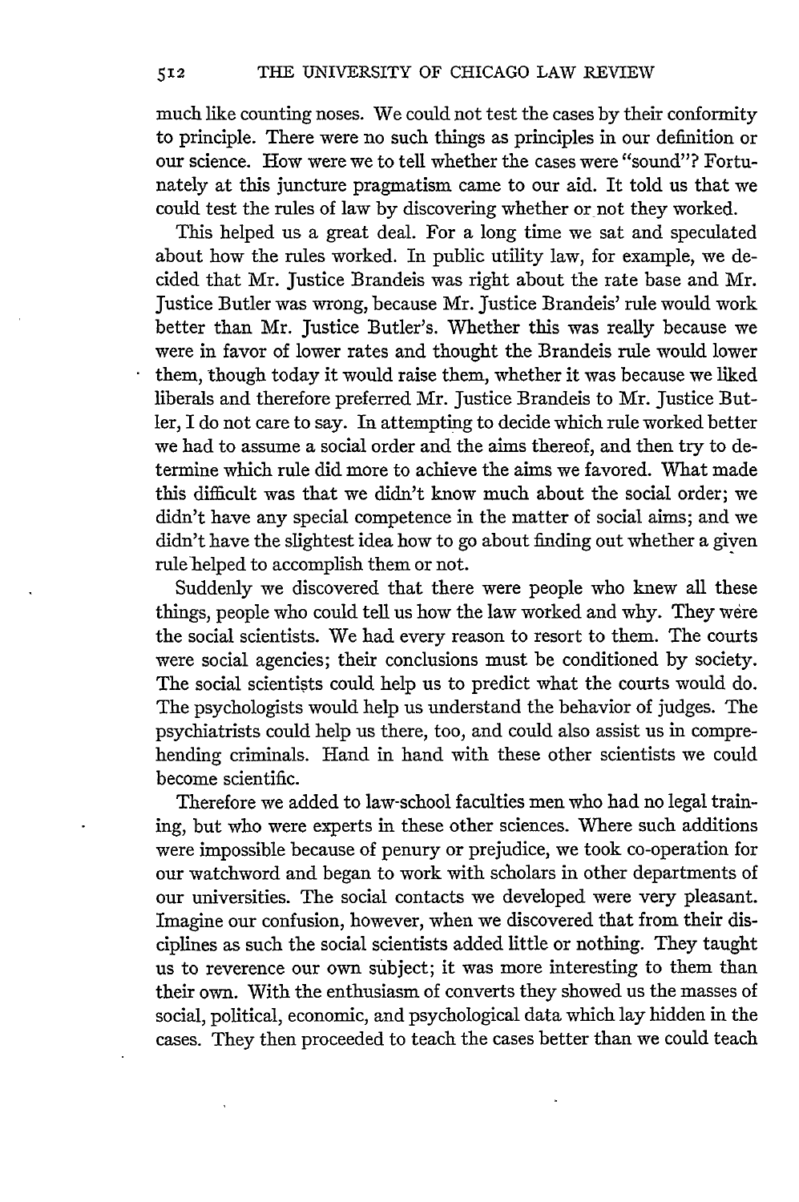much like counting noses. We could not test the cases by their conformity to principle. There were no such things as principles in our definition or our science. How were we to tell whether the cases were "sound"? Fortunately at this juncture pragmatism came to our aid. It told us that we could test the rules of law by discovering whether or not they worked.

This helped us a great deal. For a long time we sat and speculated about how the rules worked. In public utility law, for example, we decided that Mr. Justice Brandeis was right about the rate base and Mr. Justice Butler was wrong, because Mr. Justice Brandeis' rule would work better than Mr. Justice Butler's. Whether this was really because we were in favor of lower rates and thought the Brandeis rule would lower them, though today it would raise them, whether it was because we liked liberals and therefore preferred Mr. Justice Brandeis to Mr. Justice Butler, I do not care to say. In attempting to decide which rule worked better we had to assume a social order and the aims thereof, and then try to determine which rule did more to achieve the aims we favored. What made this difficult was that we didn't know much about the social order; we didn't have any special competence in the matter of social aims; and we didn't have the slightest idea how to go about finding out whether a given rule helped to accomplish them or not.

Suddenly we discovered that there were people who knew all these things, people who could tell us how the law worked and why. They were the social scientists. We had every reason to resort to them. The courts were social agencies; their conclusions must be conditioned by society. The social scientists could help us to predict what the courts would do. The psychologists would help us understand the behavior of judges. The psychiatrists could help us there, too, and could also assist us in comprehending criminals. Hand in hand with these other scientists we could become scientific.

Therefore we added to law-school faculties men who had no legal training, but who were experts in these other sciences. Where such additions were impossible because of penury or prejudice, we took co-operation for our watchword and began to work with scholars in other departments of our universities. The social contacts we developed were very pleasant. Imagine our confusion, however, when we discovered that from their disciplines as such the social scientists added little or nothing. They taught us to reverence our own subject; it was more interesting to them than their own. With the enthusiasm of converts they showed us the masses of social, political, economic, and psychological data which lay hidden in the cases. They then proceeded to teach the cases better than we could teach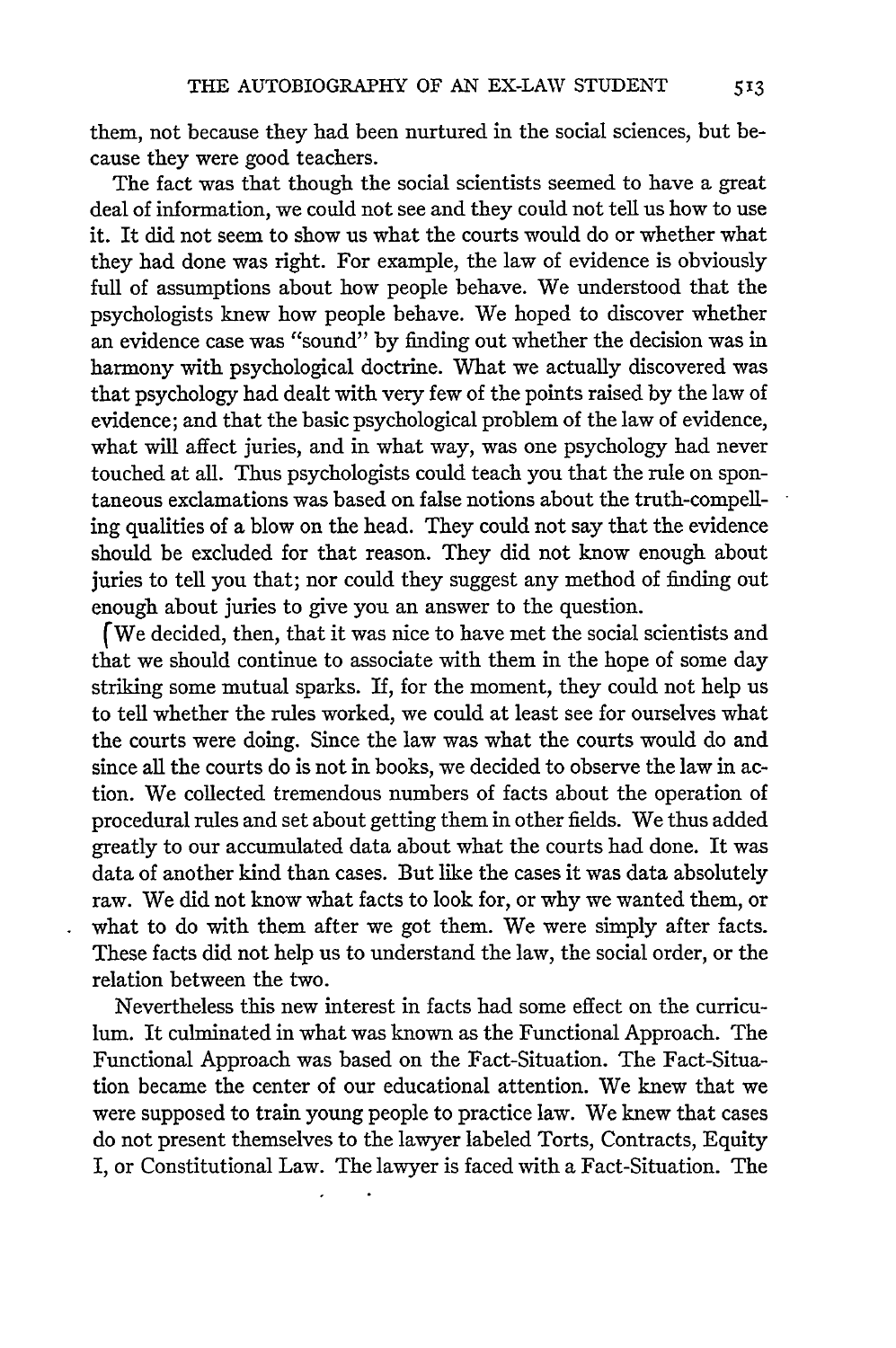them, not because they had been nurtured in the social sciences, but because they were good teachers.

The fact was that though the social scientists seemed to have a great deal of information, we could not see and they could not tell us how to use it. It did not seem to show us what the courts would do or whether what they had done was right. For example, the law of evidence is obviously full of assumptions about how people behave. We understood that the psychologists knew how people behave. We hoped to discover whether an evidence case was "sound" by finding out whether the decision was in harmony with psychological doctrine. What we actually discovered was that psychology had dealt with very few of the points raised by the law of evidence; and that the basic psychological problem of the law of evidence, what will affect juries, and in what way, was one psychology had never touched at all. Thus psychologists could teach you that the rule on spontaneous exclamations was based on false notions about the truth-compelling qualities of a blow on the head. They could not say that the evidence should be excluded for that reason. They did not know enough about juries to tell you that; nor could they suggest any method of finding out enough about juries to give you an answer to the question.

We decided, then, that it was nice to have met the social scientists and that we should continue to associate with them in the hope of some day striking some mutual sparks. If, for the moment, they could not help us to tell whether the rules worked, we could at least see for ourselves what the courts were doing. Since the law was what the courts would do and since all the courts do is not in books, we decided to observe the law in action. We collected tremendous numbers of facts about the operation of procedural rules and set about getting them in other fields. We thus added greatly to our accumulated data about what the courts had done. It was data of another kind than cases. But like the cases it was data absolutely raw. We did not know what facts to look for, or why we wanted them, or what to do with them after we got them. We were simply after facts. These facts did not help us to understand the law, the social order, or the relation between the two.

Nevertheless this new interest in facts had some effect on the curriculum. It culminated in what was known as the Functional Approach. The Functional Approach was based on the Fact-Situation. The Fact-Situation became the center of our educational attention. We knew that we were supposed to train young people to practice law. We knew that cases do not present themselves to the lawyer labeled Torts, Contracts, Equity I, or Constitutional Law. The lawyer is faced with a Fact-Situation. The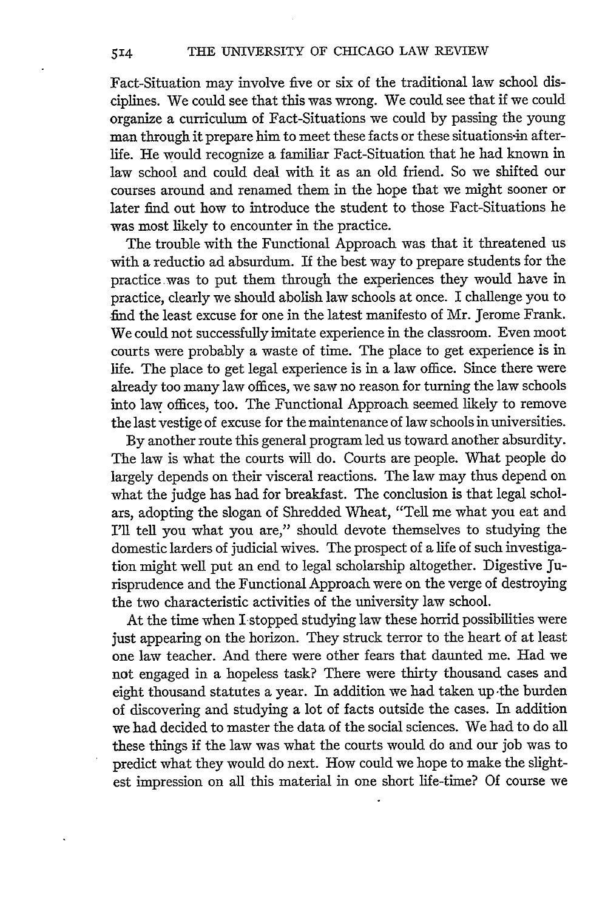Fact-Situation may involve five or six of the traditional law school disciplines. We could see that this was wrong. We could see that if we could organize a curriculum of Fact-Situations we could by passing the young man through it prepare him to meet these facts or these situations in after-life. He would recognize a familiar Fact-Situation that he had known in law school and could deal with it as an old friend. So we shifted our courses around and renamed them in the hope that we might sooner or later find out how to introduce the student to those Fact-Situations he was most likely to encounter in the practice.

The trouble with the Functional Approach was that it threatened us with a reductio ad absurdum. If the best way to prepare students for the practice was to put them through the experiences they would have in practice, clearly we should abolish law schools at once. I challenge you to find the least excuse for one in the latest manifesto of Mr. Jerome Frank. We could not successfully imitate experience in the classroom. Even moot courts were probably a waste of time. The place to get experience is in life. The place to get legal experience is in a law office. Since there were already too many law offices, we saw no reason for turning the law schools into law offices, too. The Functional Approach seemed likely to remove the last vestige of excuse for the maintenance of law schools in universities.

By another route this general program led us toward another absurdity. The law is what the courts will do. Courts are people. What people do largely depends on their visceral reactions. The law may thus depend on what the judge has had for breakfast. The conclusion is that legal scholars, adopting the slogan of Shredded Wheat, "Tell me what you eat and I'll tell you what you are," should devote themselves to studying the domestic larders of judicial wives. The prospect of a life of such investigation might well put an end to legal scholarship altogether. Digestive Jurisprudence and the Functional Approach were on the verge of destroying the two characteristic activities of the university law school.

At the time when I stopped studying law these horrid possibilities were just appearing on the horizon. They struck terror to the heart of at least one law teacher. And there were other fears that daunted me. Had we not engaged in a hopeless task? There were thirty thousand cases and eight thousand statutes a year. In addition we had taken up the burden of discovering and studying a lot of facts outside the cases. In addition we had decided to master the data of the social sciences. We had to do all these things if the law was what the courts would do and our job was to predict what they would do next. How could we hope to make the slightest impression on all this material in one short life-time? Of course we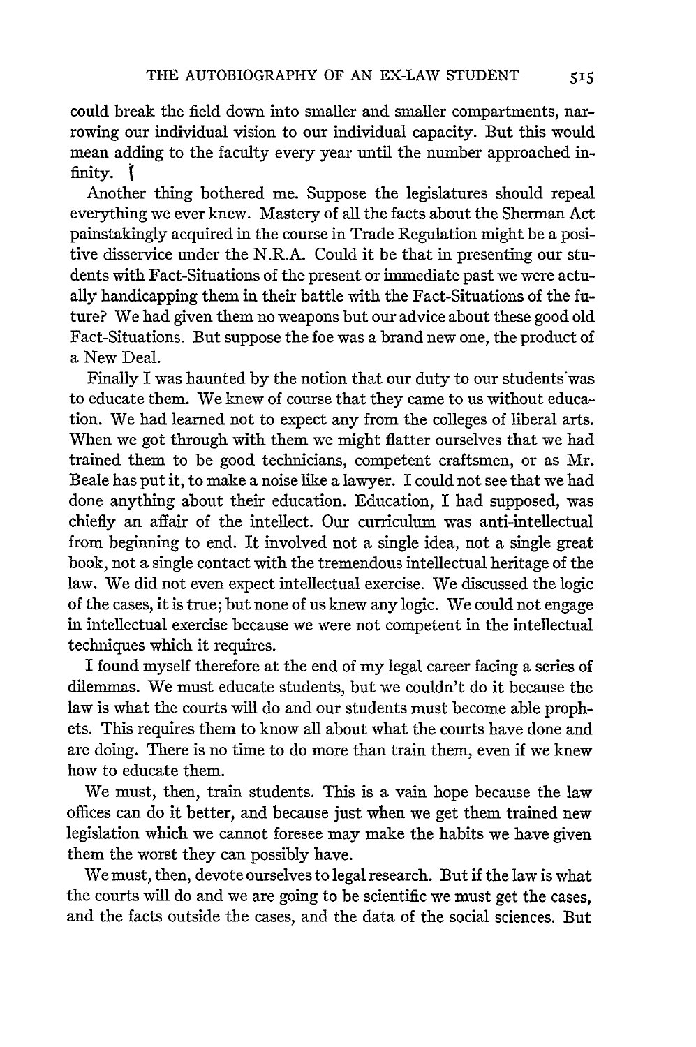could break the field down into smaller and smaller compartments, narrowing our individual vision to our individual capacity. But this would mean adding to the faculty every year until the number approached infinity.

Another thing bothered me. Suppose the legislatures should repeal everything we ever knew. Mastery of all the facts about the Sherman Act painstakingly acquired in the course in Trade Regulation might be a positive disservice under the N.R.A. Could it be that in presenting our students with Fact-Situations of the present or immediate past we were actually handicapping them in their battle with the Fact-Situations of the future? We had given them no weapons but our advice about these good old Fact-Situations. But suppose the foe was a brand new one, the product of a New Deal.

Finally I was haunted by the notion that our duty to our students was to educate them. We knew of course that they came to us without education. We had learned not to expect any from the colleges of liberal arts. When we got through with them we might flatter ourselves that we had trained them to be good technicians, competent craftsmen, or as Mr. Beale has put it, to make a noise like a lawyer. I could not see that we had done anything about their education. Education, I had supposed, was chiefly an affair of the intellect. Our curriculum was anti-intellectual from beginning to end. It involved not a single idea, not a single great book, not a single contact with the tremendous intellectual heritage of the law. We did not even expect intellectual exercise. We discussed the logic of the cases, it is true; but none of us knew any logic. We could not engage in intellectual exercise because we were not competent in the intellectual techniques which it requires.

I found myself therefore at the end of my legal career facing a series of dilemmas. We must educate students, but we couldn't do it because the law is what the courts will do and our students must become able prophets. This requires them to know all about what the courts have done and are doing. There is no time to do more than train them, even if we knew how to educate them.

We must, then, train students. This is a vain hope because the law offices can do it better, and because just when we get them trained new legislation which we cannot foresee may make the habits we have given them the worst they can possibly have.

We must, then, devote ourselves to legal research. But if the law is what the courts will do and we are going to be scientific we must get the cases, and the facts outside the cases, and the data of the social sciences. But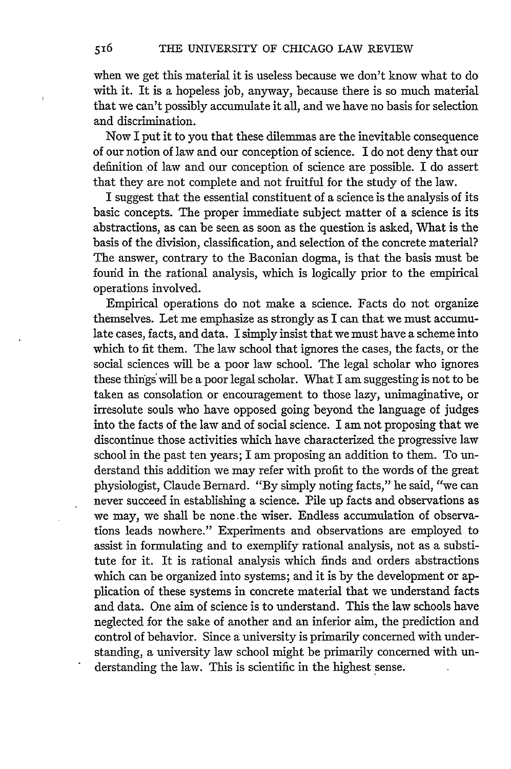when we get this material it is useless because we don't know what to do with it. It is a hopeless job, anyway, because there is so much material that we can't possibly accumulate it all, and we have no basis for selection and discrimination.

Now I put it to you that these dilemmas are the inevitable consequence of our notion of law and our conception of science. I do not deny that our definition of law and our conception of science are possible. I do assert that they are not complete and not fruitful for the study of the law.

I suggest that the essential constituent of a science is the analysis of its basic concepts. The proper immediate subject matter of a science is its abstractions, as can be seen as soon as the question is asked, What is the basis of the division, classification, and selection of the concrete material? The answer, contrary to the Baconian dogma, is that the basis must be found in the rational analysis, which is logically prior to the empirical operations involved.

Empirical operations do not make a science. Facts do not organize themselves. Let me emphasize as strongly as I can that we must accumulate cases, facts, and data. I simply insist that we must have a scheme into which to fit them. The law school that ignores the cases, the facts, or the social sciences will be a poor law school. The legal scholar who ignores these things will be a poor legal scholar. What I am suggesting is not to be taken as consolation or encouragement to those lazy, unimaginative, or irresolute souls who have opposed going beyond the language of judges into the facts of the law and of social science. I am not proposing that we discontinue those activities which have characterized the progressive law school in the past ten years; I am proposing an addition to them. To understand this addition we may refer with profit to the words of the great physiologist, Claude Bernard. "By simply noting facts," he said, "we can never succeed in establishing a science. Pile up facts and observations as we may, we shall be none the wiser. Endless accumulation of observations leads nowhere." Experiments and observations are employed to assist in formulating and to exemplify rational analysis, not as a substitute for it. It is rational analysis which finds and orders abstractions which can be organized into systems; and it is by the development or application of these systems in concrete material that we understand facts and data. One aim of science is to understand. This the law schools have neglected for the sake of another and an inferior aim, the prediction and control of behavior. Since a university is primarily concerned with understanding, a university law school might be primarily concerned with understanding the law. This is scientific in the highest sense.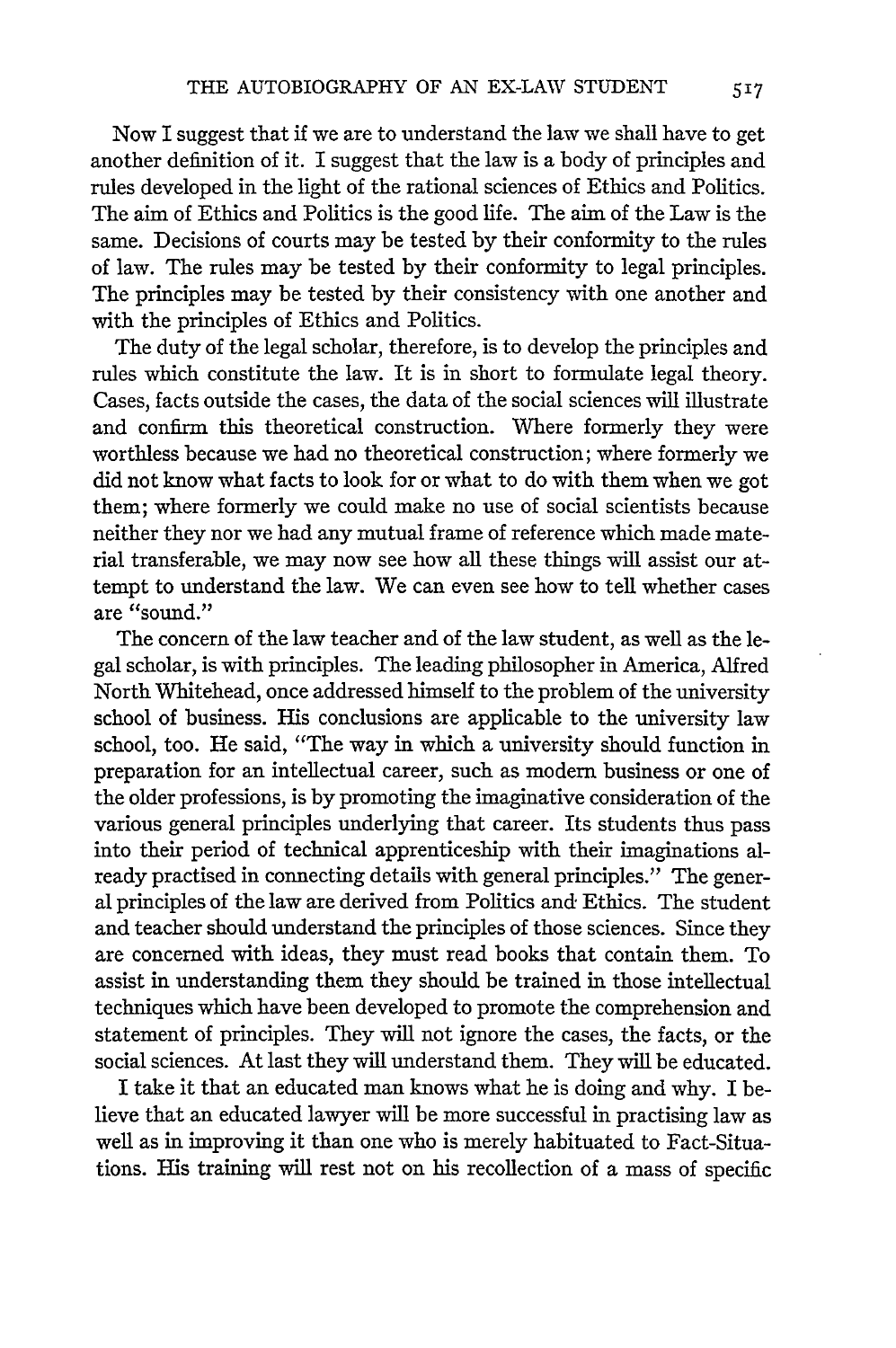Now I suggest that if we are to understand the law we shall have to get another definition of it. I suggest that the law is a body of principles and rules developed in the light of the rational sciences of Ethics and Politics. The aim of Ethics and Politics is the good life. The aim of the Law is the same. Decisions of courts may be tested by their conformity to the rules of law. The rules may be tested by their conformity to legal principles. The principles may be tested by their consistency with one another and with the principles of Ethics and Politics.

The duty of the legal scholar, therefore, is to develop the principles and rules which constitute the law. It is in short to formulate legal theory. Cases, facts outside the cases, the data of the social sciences will illustrate and confirm this theoretical construction. Where formerly they were worthless because we had no theoretical construction; where formerly we did not know what facts to look for or what to do with them when we got them; where formerly we could make no use of social scientists because neither they nor we had any mutual frame of reference which made material transferable, we may now see how all these things will assist our attempt to understand the law. We can even see how to tell whether cases are "sound."

The concern of the law teacher and of the law student, as well as the legal scholar, is with principles. The leading philosopher in America, Alfred North Whitehead, once addressed himself to the problem of the university school of business. His conclusions are applicable to the university law school, too. He said, "The way in which a university should function in preparation for an intellectual career, such as modern business or one of the older professions, is by promoting the imaginative consideration of the various general principles underlying that career. Its students thus pass into their period of technical apprenticeship with their imaginations already practised in connecting details with general principles." The general principles of the law are derived from Politics and Ethics. The student and teacher should understand the principles of those sciences. Since they are concerned with ideas, they must read books that contain them. To assist in understanding them they should be trained in those intellectual techniques which have been developed to promote the comprehension and statement of principles. They will not ignore the cases, the facts, or the social sciences. At last they will understand them. They will be educated.

I take it that an educated man knows what he is doing and why. I believe that an educated lawyer will be more successful in practising law as well as in improving it than one who is merely habituated to Fact-Situations. His training will rest not on his recollection of a mass of specific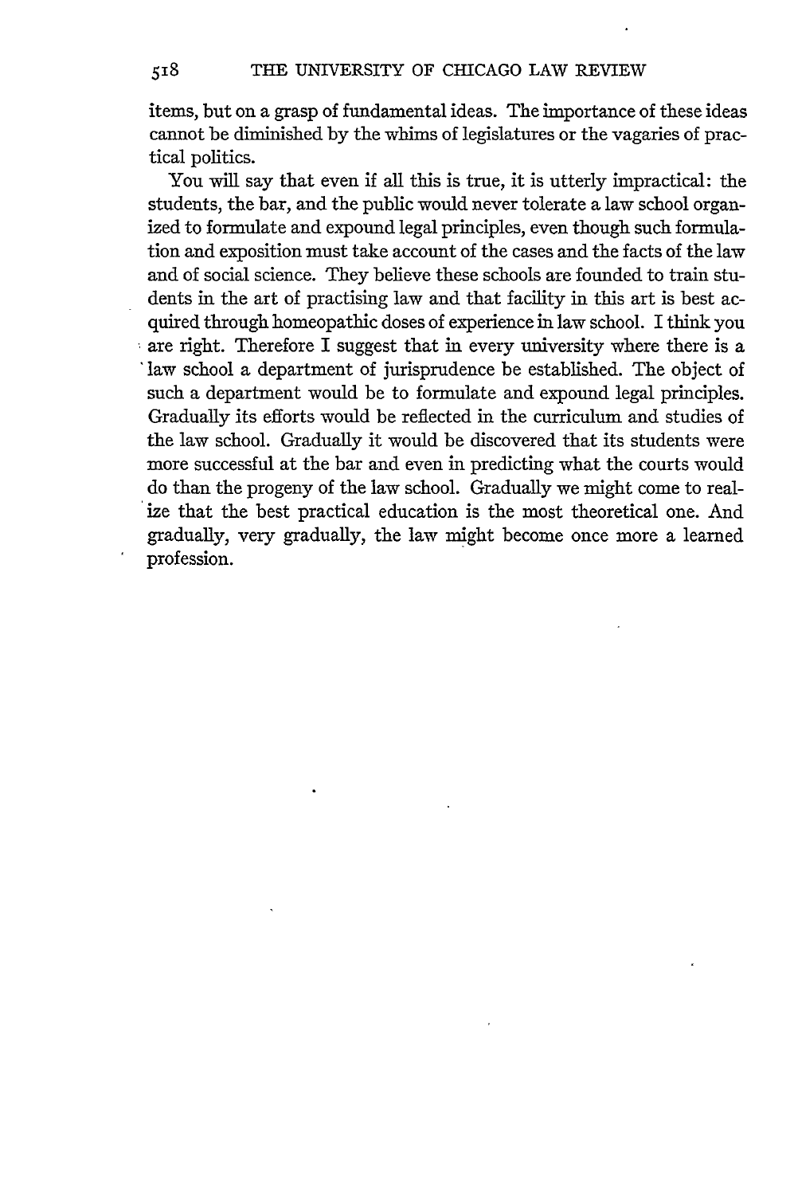items, but on a grasp of fundamental ideas. The importance of these ideas cannot be diminished by the whims of legislatures or the vagaries of practical politics.

You will say that even if all this is true, it is utterly impractical: the students, the bar, and the public would never tolerate a law school organized to formulate and expound legal principles, even though such formulation and exposition must take account of the cases and the facts of the law and of social science. They believe these schools are founded to train students in the art of practising law and that facility in this art is best acquired through homeopathic doses of experience in law school. I think you are right. Therefore I suggest that in every university where there is a law school a department of jurisprudence be established. The object of such a department would be to formulate and expound legal principles. Gradually its efforts would be reflected in the curriculum and studies of the law school. Gradually it would be discovered that its students were more successful at the bar and even in predicting what the courts would do than the progeny of the law school. Gradually we might come to realize that the best practical education is the most theoretical one. And gradually, very gradually, the law might become once more a learned profession.